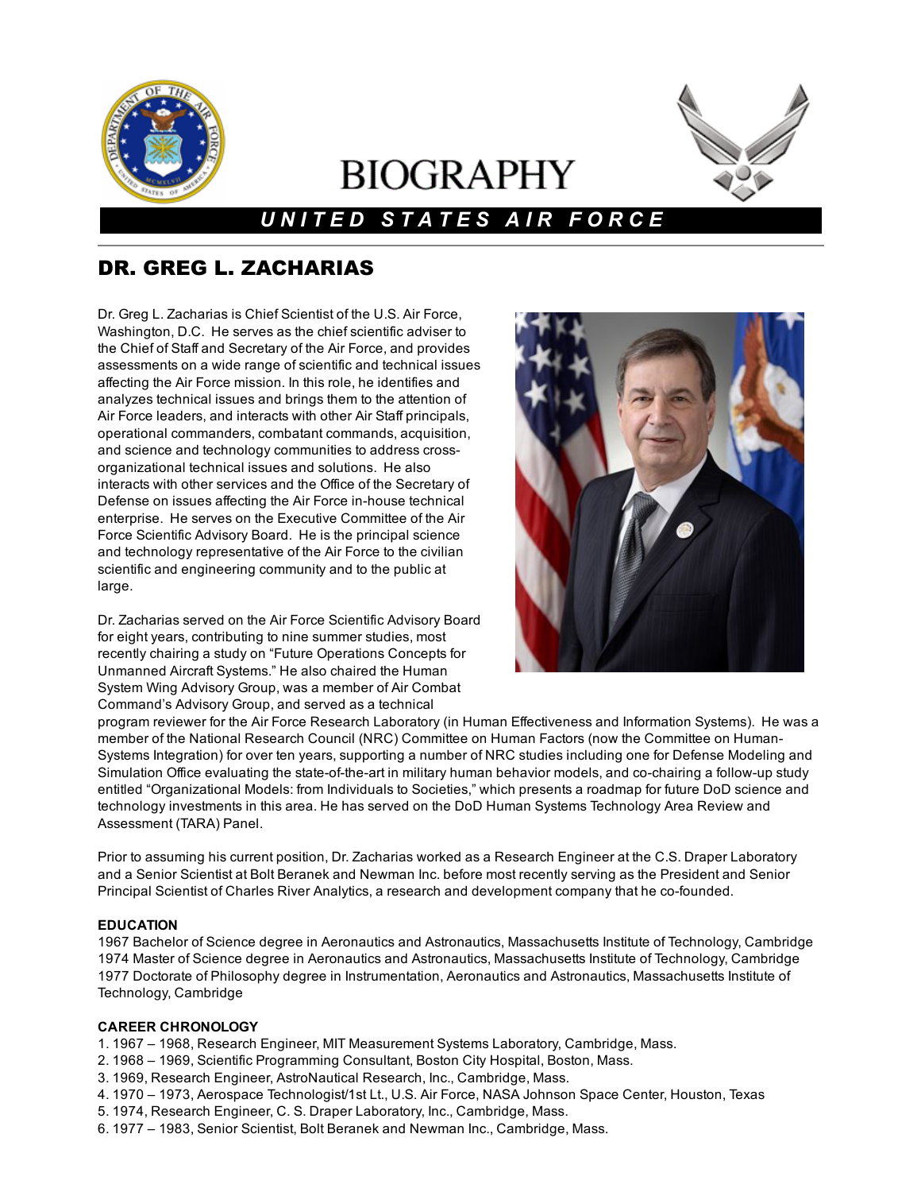# BIOGRAPHY

## UNITED STATES AIR FORCE

## DR. GREG L. ZACHARIAS

Dr. Greg L. Zacharias is Chief Scientist of the U.S. Air Force, Washington, D.C. He serves as the chief scientific adviser to the Chief of Staff and Secretary of the Air Force, and provides assessments on a wide range of scientific and technical issues affecting the Air Force mission. In this role, he identifies and analyzes technical issues and brings them to the attention of Air Force leaders, and interacts with other Air Staff principals, operational commanders, combatant commands, acquisition, and science and technology communities to address cross-organizational technical issues and solutions. He also interacts with other services and the Office of the Secretary of Defense on issues affecting the Air Force in-house technical enterprise. He serves on the Executive Committee of the Air Force Scientific Advisory Board. He is the principal science and technology representative of the Air Force to the civilian scientific and engineering community and to the public at large.

Dr. Zacharias served on the Air Force Scientific Advisory Board for eight years, contributing to nine summer studies, most recently chairing a study on "Future Operations Concepts for Unmanned Aircraft Systems." He also chaired the Human System Wing Advisory Group, was a member of Air Combat Command's Advisory Group, and served as a technical program reviewer for the Air Force Research Laboratory (in Human Effectiveness and Information Systems). He was a member of the National Research Council (NRC) Committee on Human Factors (now the Committee on Human-Systems Integration) for over ten years, supporting a number of NRC studies including one for Defense Modeling and Simulation Office evaluating the state-of-the-art in military human behavior models, and co-chairing a follow-up study entitled "Organizational Models: from Individuals to Societies," which presents a roadmap for future DoD science and technology investments in this area. He has served on the DoD Human Systems Technology Area Review and Assessment (TARA) Panel.

Prior to assuming his current position, Dr. Zacharias worked as a Research Engineer at the C.S. Draper Laboratory and a Senior Scientist at Bolt Beranek and Newman Inc. before most recently serving as the President and Senior Principal Scientist of Charles River Analytics, a research and development company that he co-founded.

**EDUCATION**

1967 Bachelor of Science degree in Aeronautics and Astronautics, Massachusetts Institute of Technology, Cambridge
1974 Master of Science degree in Aeronautics and Astronautics, Massachusetts Institute of Technology, Cambridge
1977 Doctorate of Philosophy degree in Instrumentation, Aeronautics and Astronautics, Massachusetts Institute of Technology, Cambridge

**CAREER CHRONOLOGY**

1. 1967 – 1968, Research Engineer, MIT Measurement Systems Laboratory, Cambridge, Mass.
2. 1968 – 1969, Scientific Programming Consultant, Boston City Hospital, Boston, Mass.
3. 1969, Research Engineer, AstroNautical Research, Inc., Cambridge, Mass.
4. 1970 – 1973, Aerospace Technologist/1st Lt., U.S. Air Force, NASA Johnson Space Center, Houston, Texas
5. 1974, Research Engineer, C. S. Draper Laboratory, Inc., Cambridge, Mass.
6. 1977 – 1983, Senior Scientist, Bolt Beranek and Newman Inc., Cambridge, Mass.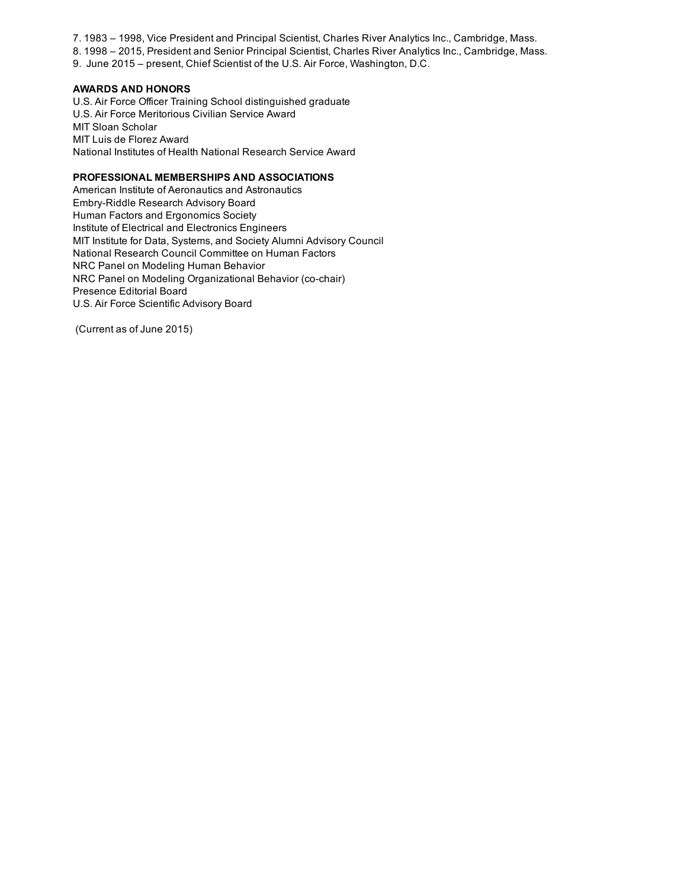7. 1983 – 1998, Vice President and Principal Scientist, Charles River Analytics Inc., Cambridge, Mass.
8. 1998 – 2015, President and Senior Principal Scientist, Charles River Analytics Inc., Cambridge, Mass.
9. June 2015 – present, Chief Scientist of the U.S. Air Force, Washington, D.C.

**AWARDS AND HONORS**

U.S. Air Force Officer Training School distinguished graduate
U.S. Air Force Meritorious Civilian Service Award
MIT Sloan Scholar
MIT Luis de Florez Award
National Institutes of Health National Research Service Award

**PROFESSIONAL MEMBERSHIPS AND ASSOCIATIONS**

American Institute of Aeronautics and Astronautics
Embry-Riddle Research Advisory Board
Human Factors and Ergonomics Society
Institute of Electrical and Electronics Engineers
MIT Institute for Data, Systems, and Society Alumni Advisory Council
National Research Council Committee on Human Factors
NRC Panel on Modeling Human Behavior
NRC Panel on Modeling Organizational Behavior (co-chair)
Presence Editorial Board
U.S. Air Force Scientific Advisory Board

(Current as of June 2015)